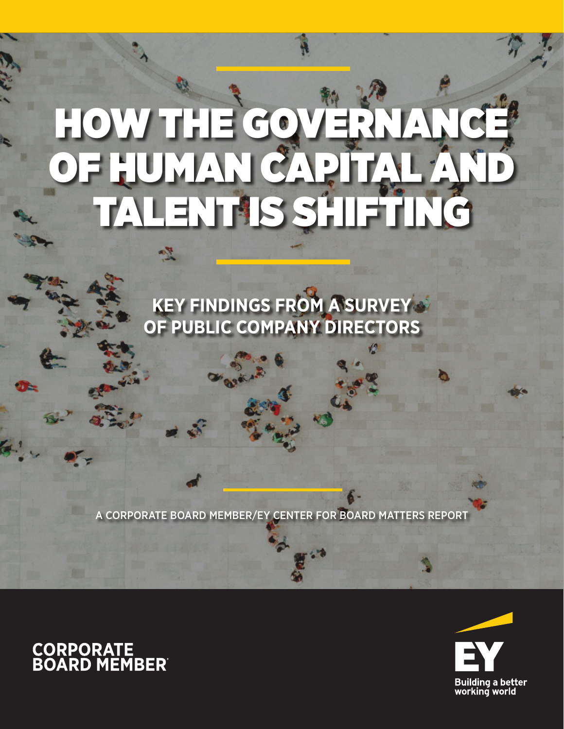# HOW THE GOVERNANCE OF HUMAN CAPITAL AND TALENT IS SHIFTING

## KEY FINDINGS FROM A SURVEY OF PUBLIC COMPANY DIRECTORS

A CORPORATE BOARD MEMBER/EY CENTER FOR BOARD MATTERS REPORT

CORPORATE BOARD MEMBER

EY

Building a better working world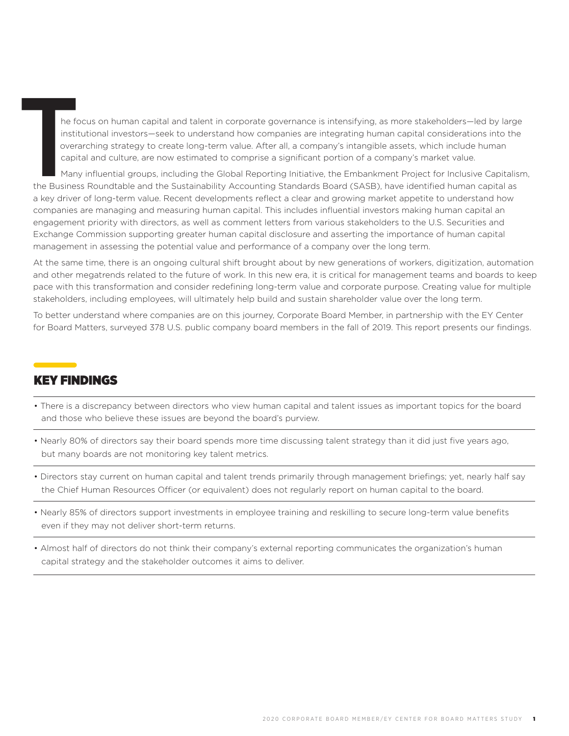The focus on human capital and talent in corporate governance is intensifying, as more stakeholders—led by large institutional investors—seek to understand how companies are integrating human capital considerations into the overarching strategy to create long-term value. After all, a company's intangible assets, which include human capital and culture, are now estimated to comprise a significant portion of a company's market value.

Many influential groups, including the Global Reporting Initiative, the Embankment Project for Inclusive Capitalism, the Business Roundtable and the Sustainability Accounting Standards Board (SASB), have identified human capital as a key driver of long-term value. Recent developments reflect a clear and growing market appetite to understand how companies are managing and measuring human capital. This includes influential investors making human capital an engagement priority with directors, as well as comment letters from various stakeholders to the U.S. Securities and Exchange Commission supporting greater human capital disclosure and asserting the importance of human capital management in assessing the potential value and performance of a company over the long term.

At the same time, there is an ongoing cultural shift brought about by new generations of workers, digitization, automation and other megatrends related to the future of work. In this new era, it is critical for management teams and boards to keep pace with this transformation and consider redefining long-term value and corporate purpose. Creating value for multiple stakeholders, including employees, will ultimately help build and sustain shareholder value over the long term.

To better understand where companies are on this journey, Corporate Board Member, in partnership with the EY Center for Board Matters, surveyed 378 U.S. public company board members in the fall of 2019. This report presents our findings.

## KEY FINDINGS

- There is a discrepancy between directors who view human capital and talent issues as important topics for the board and those who believe these issues are beyond the board's purview.
- Nearly 80% of directors say their board spends more time discussing talent strategy than it did just five years ago, but many boards are not monitoring key talent metrics.
- Directors stay current on human capital and talent trends primarily through management briefings; yet, nearly half say the Chief Human Resources Officer (or equivalent) does not regularly report on human capital to the board.
- Nearly 85% of directors support investments in employee training and reskilling to secure long-term value benefits even if they may not deliver short-term returns.
- Almost half of directors do not think their company's external reporting communicates the organization's human capital strategy and the stakeholder outcomes it aims to deliver.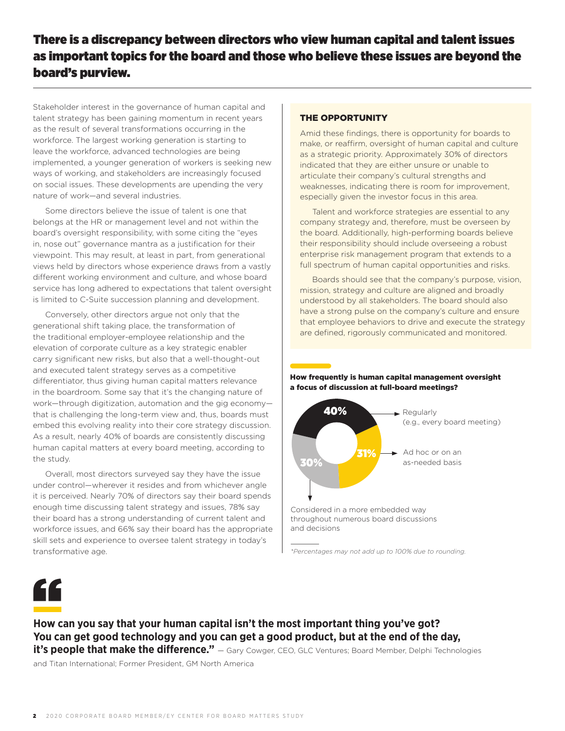# There is a discrepancy between directors who view human capital and talent issues as important topics for the board and those who believe these issues are beyond the board's purview.

Stakeholder interest in the governance of human capital and talent strategy has been gaining momentum in recent years as the result of several transformations occurring in the workforce. The largest working generation is starting to leave the workforce, advanced technologies are being implemented, a younger generation of workers is seeking new ways of working, and stakeholders are increasingly focused on social issues. These developments are upending the very nature of work—and several industries.

Some directors believe the issue of talent is one that belongs at the HR or management level and not within the board's oversight responsibility, with some citing the "eyes in, nose out" governance mantra as a justification for their viewpoint. This may result, at least in part, from generational views held by directors whose experience draws from a vastly different working environment and culture, and whose board service has long adhered to expectations that talent oversight is limited to C-Suite succession planning and development.

Conversely, other directors argue not only that the generational shift taking place, the transformation of the traditional employer-employee relationship and the elevation of corporate culture as a key strategic enabler carry significant new risks, but also that a well-thought-out and executed talent strategy serves as a competitive differentiator, thus giving human capital matters relevance in the boardroom. Some say that it's the changing nature of work—through digitization, automation and the gig economy—that is challenging the long-term view and, thus, boards must embed this evolving reality into their core strategy discussion. As a result, nearly 40% of boards are consistently discussing human capital matters at every board meeting, according to the study.

Overall, most directors surveyed say they have the issue under control—wherever it resides and from whichever angle it is perceived. Nearly 70% of directors say their board spends enough time discussing talent strategy and issues, 78% say their board has a strong understanding of current talent and workforce issues, and 66% say their board has the appropriate skill sets and experience to oversee talent strategy in today's transformative age.

## THE OPPORTUNITY

Amid these findings, there is opportunity for boards to make, or reaffirm, oversight of human capital and culture as a strategic priority. Approximately 30% of directors indicated that they are either unsure or unable to articulate their company's cultural strengths and weaknesses, indicating there is room for improvement, especially given the investor focus in this area.

Talent and workforce strategies are essential to any company strategy and, therefore, must be overseen by the board. Additionally, high-performing boards believe their responsibility should include overseeing a robust enterprise risk management program that extends to a full spectrum of human capital opportunities and risks.

Boards should see that the company's purpose, vision, mission, strategy and culture are aligned and broadly understood by all stakeholders. The board should also have a strong pulse on the company's culture and ensure that employee behaviors to drive and execute the strategy are defined, rigorously communicated and monitored.

**How frequently is human capital management oversight a focus of discussion at full-board meetings?**

| Response | Percentage |
|---|---|
| Regularly (e.g., every board meeting) | 40% |
| Ad hoc or on an as-needed basis | 31% |
| Considered in a more embedded way throughout numerous board discussions and decisions | 30% |

*\*Percentages may not add up to 100% due to rounding.*

> **How can you say that your human capital isn't the most important thing you've got? You can get good technology and you can get a good product, but at the end of the day, it's people that make the difference."** — Gary Cowger, CEO, GLC Ventures; Board Member, Delphi Technologies and Titan International; Former President, GM North America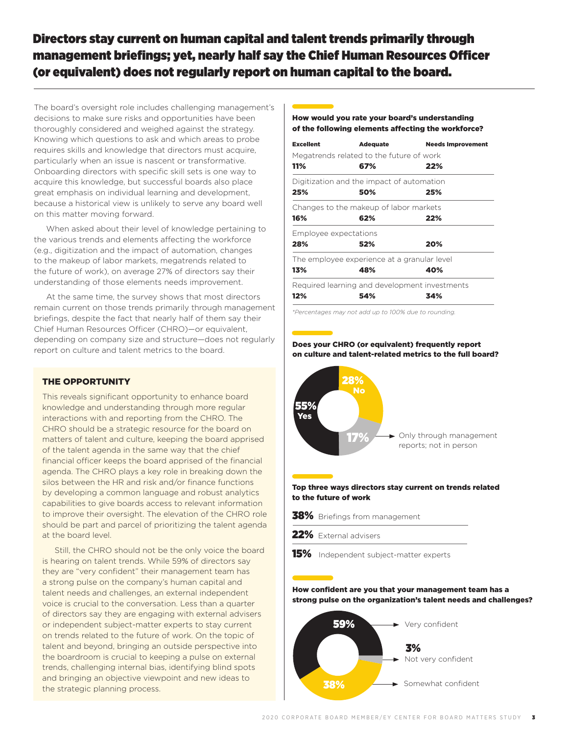# Directors stay current on human capital and talent trends primarily through management briefings; yet, nearly half say the Chief Human Resources Officer (or equivalent) does not regularly report on human capital to the board.

The board's oversight role includes challenging management's decisions to make sure risks and opportunities have been thoroughly considered and weighed against the strategy. Knowing which questions to ask and which areas to probe requires skills and knowledge that directors must acquire, particularly when an issue is nascent or transformative. Onboarding directors with specific skill sets is one way to acquire this knowledge, but successful boards also place great emphasis on individual learning and development, because a historical view is unlikely to serve any board well on this matter moving forward.

When asked about their level of knowledge pertaining to the various trends and elements affecting the workforce (e.g., digitization and the impact of automation, changes to the makeup of labor markets, megatrends related to the future of work), on average 27% of directors say their understanding of those elements needs improvement.

At the same time, the survey shows that most directors remain current on those trends primarily through management briefings, despite the fact that nearly half of them say their Chief Human Resources Officer (CHRO)—or equivalent, depending on company size and structure—does not regularly report on culture and talent metrics to the board.

### THE OPPORTUNITY

This reveals significant opportunity to enhance board knowledge and understanding through more regular interactions with and reporting from the CHRO. The CHRO should be a strategic resource for the board on matters of talent and culture, keeping the board apprised of the talent agenda in the same way that the chief financial officer keeps the board apprised of the financial agenda. The CHRO plays a key role in breaking down the silos between the HR and risk and/or finance functions by developing a common language and robust analytics capabilities to give boards access to relevant information to improve their oversight. The elevation of the CHRO role should be part and parcel of prioritizing the talent agenda at the board level.

Still, the CHRO should not be the only voice the board is hearing on talent trends. While 59% of directors say they are "very confident" their management team has a strong pulse on the company's human capital and talent needs and challenges, an external independent voice is crucial to the conversation. Less than a quarter of directors say they are engaging with external advisers or independent subject-matter experts to stay current on trends related to the future of work. On the topic of talent and beyond, bringing an outside perspective into the boardroom is crucial to keeping a pulse on external trends, challenging internal bias, identifying blind spots and bringing an objective viewpoint and new ideas to the strategic planning process.

**How would you rate your board's understanding of the following elements affecting the workforce?**

| | Excellent | Adequate | Needs Improvement |
|---|---|---|---|
| Megatrends related to the future of work | 11% | 67% | 22% |
| Digitization and the impact of automation | 25% | 50% | 25% |
| Changes to the makeup of labor markets | 16% | 62% | 22% |
| Employee expectations | 28% | 52% | 20% |
| The employee experience at a granular level | 13% | 48% | 40% |
| Required learning and development investments | 12% | 54% | 34% |

*Percentages may not add up to 100% due to rounding.*

**Does your CHRO (or equivalent) frequently report on culture and talent-related metrics to the full board?**

- 55% Yes
- 28% No
- 17% Only through management reports; not in person

**Top three ways directors stay current on trends related to the future of work**

- **38%** Briefings from management
- **22%** External advisers
- **15%** Independent subject-matter experts

**How confident are you that your management team has a strong pulse on the organization's talent needs and challenges?**

- 59% Very confident
- 3% Not very confident
- 38% Somewhat confident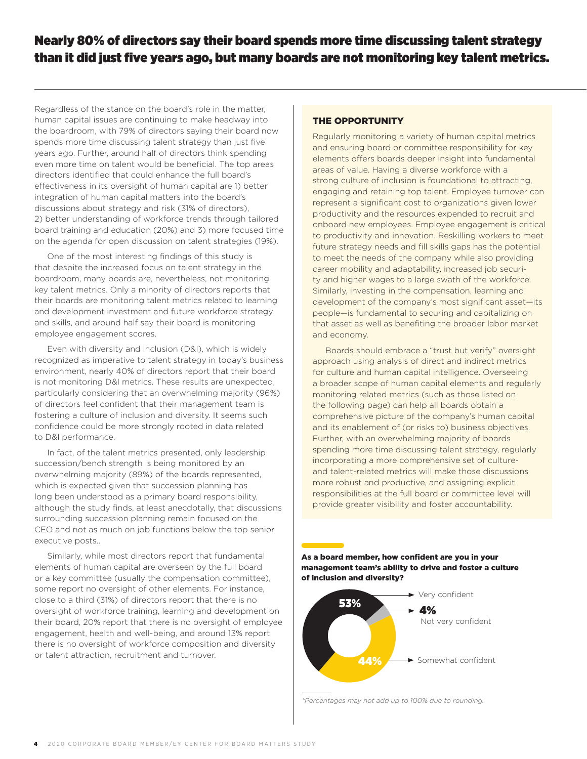# Nearly 80% of directors say their board spends more time discussing talent strategy than it did just five years ago, but many boards are not monitoring key talent metrics.

Regardless of the stance on the board's role in the matter, human capital issues are continuing to make headway into the boardroom, with 79% of directors saying their board now spends more time discussing talent strategy than just five years ago. Further, around half of directors think spending even more time on talent would be beneficial. The top areas directors identified that could enhance the full board's effectiveness in its oversight of human capital are 1) better integration of human capital matters into the board's discussions about strategy and risk (31% of directors), 2) better understanding of workforce trends through tailored board training and education (20%) and 3) more focused time on the agenda for open discussion on talent strategies (19%).

One of the most interesting findings of this study is that despite the increased focus on talent strategy in the boardroom, many boards are, nevertheless, not monitoring key talent metrics. Only a minority of directors reports that their boards are monitoring talent metrics related to learning and development investment and future workforce strategy and skills, and around half say their board is monitoring employee engagement scores.

Even with diversity and inclusion (D&I), which is widely recognized as imperative to talent strategy in today's business environment, nearly 40% of directors report that their board is not monitoring D&I metrics. These results are unexpected, particularly considering that an overwhelming majority (96%) of directors feel confident that their management team is fostering a culture of inclusion and diversity. It seems such confidence could be more strongly rooted in data related to D&I performance.

In fact, of the talent metrics presented, only leadership succession/bench strength is being monitored by an overwhelming majority (89%) of the boards represented, which is expected given that succession planning has long been understood as a primary board responsibility, although the study finds, at least anecdotally, that discussions surrounding succession planning remain focused on the CEO and not as much on job functions below the top senior executive posts..

Similarly, while most directors report that fundamental elements of human capital are overseen by the full board or a key committee (usually the compensation committee), some report no oversight of other elements. For instance, close to a third (31%) of directors report that there is no oversight of workforce training, learning and development on their board, 20% report that there is no oversight of employee engagement, health and well-being, and around 13% report there is no oversight of workforce composition and diversity or talent attraction, recruitment and turnover.

## THE OPPORTUNITY

Regularly monitoring a variety of human capital metrics and ensuring board or committee responsibility for key elements offers boards deeper insight into fundamental areas of value. Having a diverse workforce with a strong culture of inclusion is foundational to attracting, engaging and retaining top talent. Employee turnover can represent a significant cost to organizations given lower productivity and the resources expended to recruit and onboard new employees. Employee engagement is critical to productivity and innovation. Reskilling workers to meet future strategy needs and fill skills gaps has the potential to meet the needs of the company while also providing career mobility and adaptability, increased job security and higher wages to a large swath of the workforce. Similarly, investing in the compensation, learning and development of the company's most significant asset—its people—is fundamental to securing and capitalizing on that asset as well as benefiting the broader labor market and economy.

Boards should embrace a "trust but verify" oversight approach using analysis of direct and indirect metrics for culture and human capital intelligence. Overseeing a broader scope of human capital elements and regularly monitoring related metrics (such as those listed on the following page) can help all boards obtain a comprehensive picture of the company's human capital and its enablement of (or risks to) business objectives. Further, with an overwhelming majority of boards spending more time discussing talent strategy, regularly incorporating a more comprehensive set of culture- and talent-related metrics will make those discussions more robust and productive, and assigning explicit responsibilities at the full board or committee level will provide greater visibility and foster accountability.

**As a board member, how confident are you in your management team's ability to drive and foster a culture of inclusion and diversity?**

| Response | Percentage |
|---|---|
| Very confident | 53% |
| Not very confident | 4% |
| Somewhat confident | 44% |

*Percentages may not add up to 100% due to rounding.*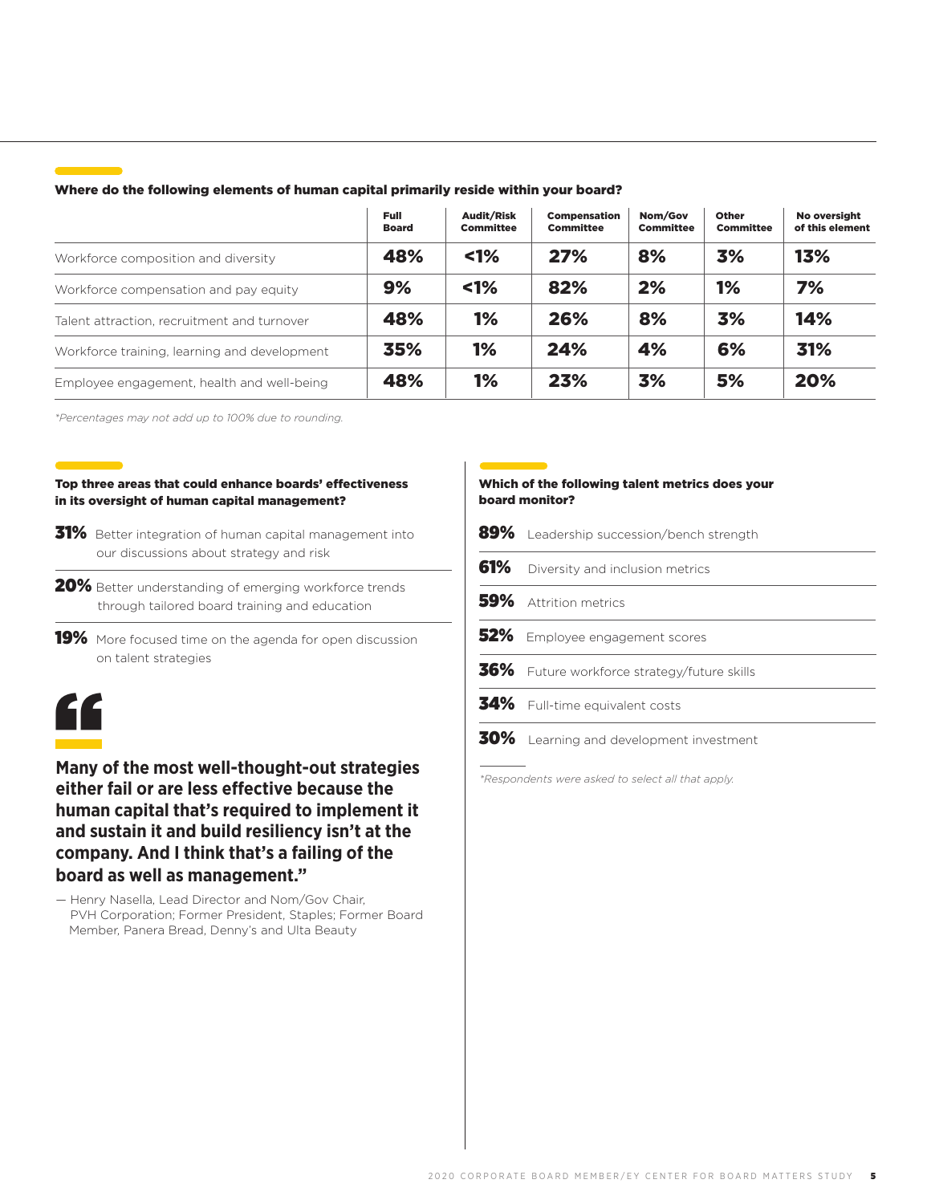### Where do the following elements of human capital primarily reside within your board?

| | Full Board | Audit/Risk Committee | Compensation Committee | Nom/Gov Committee | Other Committee | No oversight of this element |
|---|---|---|---|---|---|---|
| Workforce composition and diversity | 48% | <1% | 27% | 8% | 3% | 13% |
| Workforce compensation and pay equity | 9% | <1% | 82% | 2% | 1% | 7% |
| Talent attraction, recruitment and turnover | 48% | 1% | 26% | 8% | 3% | 14% |
| Workforce training, learning and development | 35% | 1% | 24% | 4% | 6% | 31% |
| Employee engagement, health and well-being | 48% | 1% | 23% | 3% | 5% | 20% |

*Percentages may not add up to 100% due to rounding.*

### Top three areas that could enhance boards' effectiveness in its oversight of human capital management?

**31%** Better integration of human capital management into our discussions about strategy and risk

**20%** Better understanding of emerging workforce trends through tailored board training and education

**19%** More focused time on the agenda for open discussion on talent strategies

**"Many of the most well-thought-out strategies either fail or are less effective because the human capital that's required to implement it and sustain it and build resiliency isn't at the company. And I think that's a failing of the board as well as management."**

— Henry Nasella, Lead Director and Nom/Gov Chair, PVH Corporation; Former President, Staples; Former Board Member, Panera Bread, Denny's and Ulta Beauty

### Which of the following talent metrics does your board monitor?

**89%** Leadership succession/bench strength

**61%** Diversity and inclusion metrics

**59%** Attrition metrics

**52%** Employee engagement scores

**36%** Future workforce strategy/future skills

**34%** Full-time equivalent costs

**30%** Learning and development investment

*Respondents were asked to select all that apply.*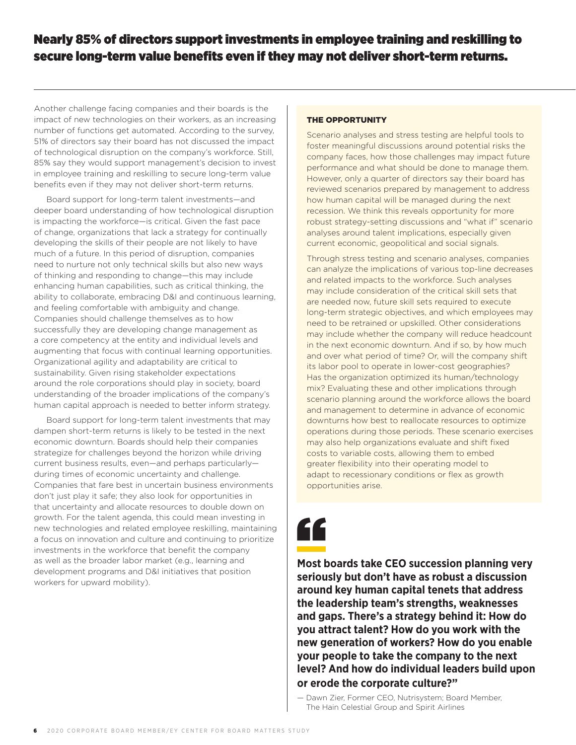# Nearly 85% of directors support investments in employee training and reskilling to secure long-term value benefits even if they may not deliver short-term returns.

Another challenge facing companies and their boards is the impact of new technologies on their workers, as an increasing number of functions get automated. According to the survey, 51% of directors say their board has not discussed the impact of technological disruption on the company's workforce. Still, 85% say they would support management's decision to invest in employee training and reskilling to secure long-term value benefits even if they may not deliver short-term returns.

Board support for long-term talent investments—and deeper board understanding of how technological disruption is impacting the workforce—is critical. Given the fast pace of change, organizations that lack a strategy for continually developing the skills of their people are not likely to have much of a future. In this period of disruption, companies need to nurture not only technical skills but also new ways of thinking and responding to change—this may include enhancing human capabilities, such as critical thinking, the ability to collaborate, embracing D&I and continuous learning, and feeling comfortable with ambiguity and change. Companies should challenge themselves as to how successfully they are developing change management as a core competency at the entity and individual levels and augmenting that focus with continual learning opportunities. Organizational agility and adaptability are critical to sustainability. Given rising stakeholder expectations around the role corporations should play in society, board understanding of the broader implications of the company's human capital approach is needed to better inform strategy.

Board support for long-term talent investments that may dampen short-term returns is likely to be tested in the next economic downturn. Boards should help their companies strategize for challenges beyond the horizon while driving current business results, even—and perhaps particularly—during times of economic uncertainty and challenge. Companies that fare best in uncertain business environments don't just play it safe; they also look for opportunities in that uncertainty and allocate resources to double down on growth. For the talent agenda, this could mean investing in new technologies and related employee reskilling, maintaining a focus on innovation and culture and continuing to prioritize investments in the workforce that benefit the company as well as the broader labor market (e.g., learning and development programs and D&I initiatives that position workers for upward mobility).

### THE OPPORTUNITY

Scenario analyses and stress testing are helpful tools to foster meaningful discussions around potential risks the company faces, how those challenges may impact future performance and what should be done to manage them. However, only a quarter of directors say their board has reviewed scenarios prepared by management to address how human capital will be managed during the next recession. We think this reveals opportunity for more robust strategy-setting discussions and "what if" scenario analyses around talent implications, especially given current economic, geopolitical and social signals.

Through stress testing and scenario analyses, companies can analyze the implications of various top-line decreases and related impacts to the workforce. Such analyses may include consideration of the critical skill sets that are needed now, future skill sets required to execute long-term strategic objectives, and which employees may need to be retrained or upskilled. Other considerations may include whether the company will reduce headcount in the next economic downturn. And if so, by how much and over what period of time? Or, will the company shift its labor pool to operate in lower-cost geographies? Has the organization optimized its human/technology mix? Evaluating these and other implications through scenario planning around the workforce allows the board and management to determine in advance of economic downturns how best to reallocate resources to optimize operations during those periods. These scenario exercises may also help organizations evaluate and shift fixed costs to variable costs, allowing them to embed greater flexibility into their operating model to adapt to recessionary conditions or flex as growth opportunities arise.

**"Most boards take CEO succession planning very seriously but don't have as robust a discussion around key human capital tenets that address the leadership team's strengths, weaknesses and gaps. There's a strategy behind it: How do you attract talent? How do you work with the new generation of workers? How do you enable your people to take the company to the next level? And how do individual leaders build upon or erode the corporate culture?"**

— Dawn Zier, Former CEO, Nutrisystem; Board Member, The Hain Celestial Group and Spirit Airlines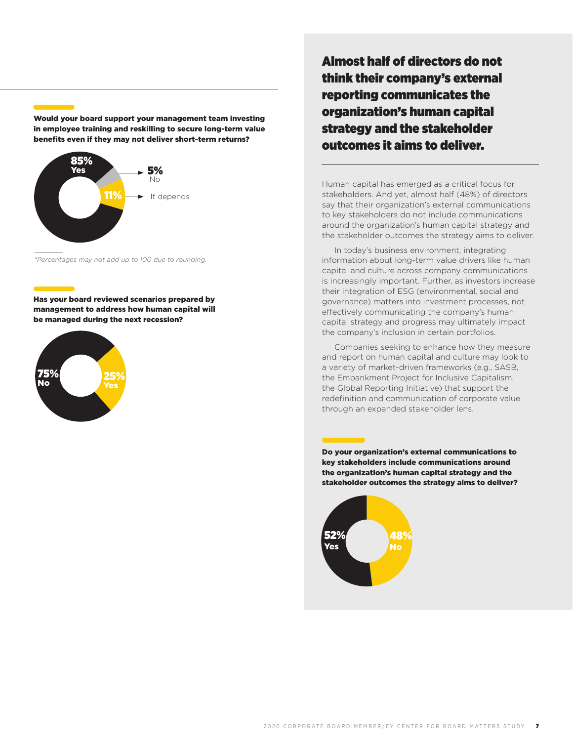**Would your board support your management team investing in employee training and reskilling to secure long-term value benefits even if they may not deliver short-term returns?**

85% Yes

5% No

11% It depends

*Percentages may not add up to 100 due to rounding.

**Has your board reviewed scenarios prepared by management to address how human capital will be managed during the next recession?**

75% No

25% Yes

## Almost half of directors do not think their company's external reporting communicates the organization's human capital strategy and the stakeholder outcomes it aims to deliver.

Human capital has emerged as a critical focus for stakeholders. And yet, almost half (48%) of directors say that their organization's external communications to key stakeholders do not include communications around the organization's human capital strategy and the stakeholder outcomes the strategy aims to deliver.

In today's business environment, integrating information about long-term value drivers like human capital and culture across company communications is increasingly important. Further, as investors increase their integration of ESG (environmental, social and governance) matters into investment processes, not effectively communicating the company's human capital strategy and progress may ultimately impact the company's inclusion in certain portfolios.

Companies seeking to enhance how they measure and report on human capital and culture may look to a variety of market-driven frameworks (e.g., SASB, the Embankment Project for Inclusive Capitalism, the Global Reporting Initiative) that support the redefinition and communication of corporate value through an expanded stakeholder lens.

**Do your organization's external communications to key stakeholders include communications around the organization's human capital strategy and the stakeholder outcomes the strategy aims to deliver?**

52% Yes

48% No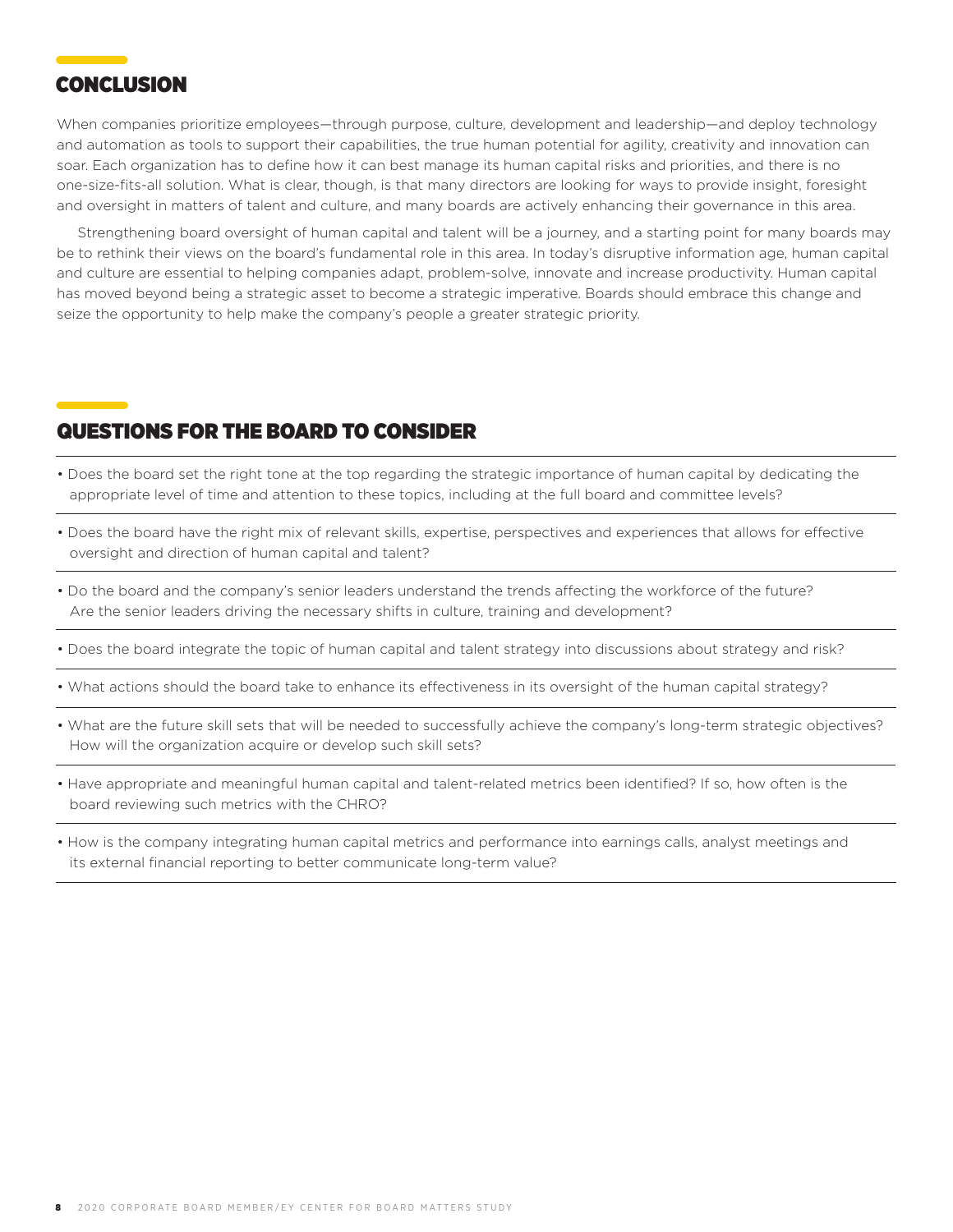## CONCLUSION

When companies prioritize employees—through purpose, culture, development and leadership—and deploy technology and automation as tools to support their capabilities, the true human potential for agility, creativity and innovation can soar. Each organization has to define how it can best manage its human capital risks and priorities, and there is no one-size-fits-all solution. What is clear, though, is that many directors are looking for ways to provide insight, foresight and oversight in matters of talent and culture, and many boards are actively enhancing their governance in this area.

Strengthening board oversight of human capital and talent will be a journey, and a starting point for many boards may be to rethink their views on the board's fundamental role in this area. In today's disruptive information age, human capital and culture are essential to helping companies adapt, problem-solve, innovate and increase productivity. Human capital has moved beyond being a strategic asset to become a strategic imperative. Boards should embrace this change and seize the opportunity to help make the company's people a greater strategic priority.

## QUESTIONS FOR THE BOARD TO CONSIDER

- Does the board set the right tone at the top regarding the strategic importance of human capital by dedicating the appropriate level of time and attention to these topics, including at the full board and committee levels?
- Does the board have the right mix of relevant skills, expertise, perspectives and experiences that allows for effective oversight and direction of human capital and talent?
- Do the board and the company's senior leaders understand the trends affecting the workforce of the future? Are the senior leaders driving the necessary shifts in culture, training and development?
- Does the board integrate the topic of human capital and talent strategy into discussions about strategy and risk?
- What actions should the board take to enhance its effectiveness in its oversight of the human capital strategy?
- What are the future skill sets that will be needed to successfully achieve the company's long-term strategic objectives? How will the organization acquire or develop such skill sets?
- Have appropriate and meaningful human capital and talent-related metrics been identified? If so, how often is the board reviewing such metrics with the CHRO?
- How is the company integrating human capital metrics and performance into earnings calls, analyst meetings and its external financial reporting to better communicate long-term value?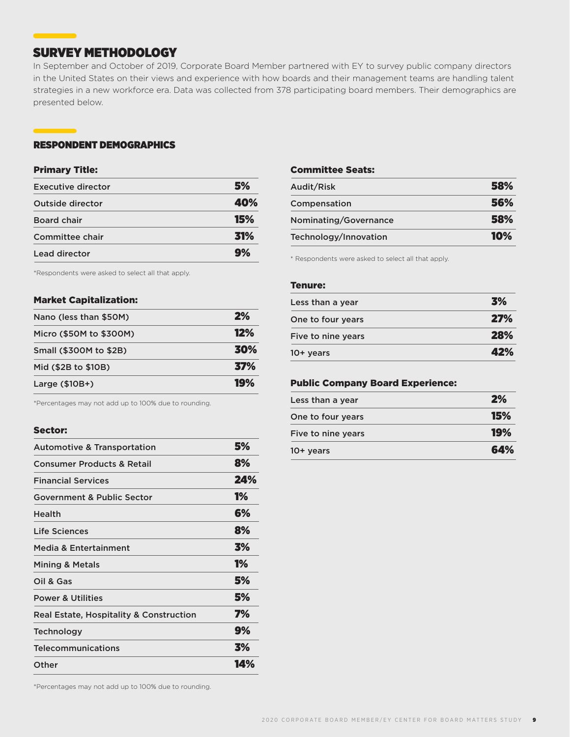## SURVEY METHODOLOGY

In September and October of 2019, Corporate Board Member partnered with EY to survey public company directors in the United States on their views and experience with how boards and their management teams are handling talent strategies in a new workforce era. Data was collected from 378 participating board members. Their demographics are presented below.

### RESPONDENT DEMOGRAPHICS

**Primary Title:**

| | |
|---|---|
| Executive director | 5% |
| Outside director | 40% |
| Board chair | 15% |
| Committee chair | 31% |
| Lead director | 9% |

*Respondents were asked to select all that apply.

**Market Capitalization:**

| | |
|---|---|
| Nano (less than $50M) | 2% |
| Micro ($50M to $300M) | 12% |
| Small ($300M to $2B) | 30% |
| Mid ($2B to $10B) | 37% |
| Large ($10B+) | 19% |

*Percentages may not add up to 100% due to rounding.

**Sector:**

| | |
|---|---|
| Automotive & Transportation | 5% |
| Consumer Products & Retail | 8% |
| Financial Services | 24% |
| Government & Public Sector | 1% |
| Health | 6% |
| Life Sciences | 8% |
| Media & Entertainment | 3% |
| Mining & Metals | 1% |
| Oil & Gas | 5% |
| Power & Utilities | 5% |
| Real Estate, Hospitality & Construction | 7% |
| Technology | 9% |
| Telecommunications | 3% |
| Other | 14% |

*Percentages may not add up to 100% due to rounding.

**Committee Seats:**

| | |
|---|---|
| Audit/Risk | 58% |
| Compensation | 56% |
| Nominating/Governance | 58% |
| Technology/Innovation | 10% |

* Respondents were asked to select all that apply.

**Tenure:**

| | |
|---|---|
| Less than a year | 3% |
| One to four years | 27% |
| Five to nine years | 28% |
| 10+ years | 42% |

**Public Company Board Experience:**

| | |
|---|---|
| Less than a year | 2% |
| One to four years | 15% |
| Five to nine years | 19% |
| 10+ years | 64% |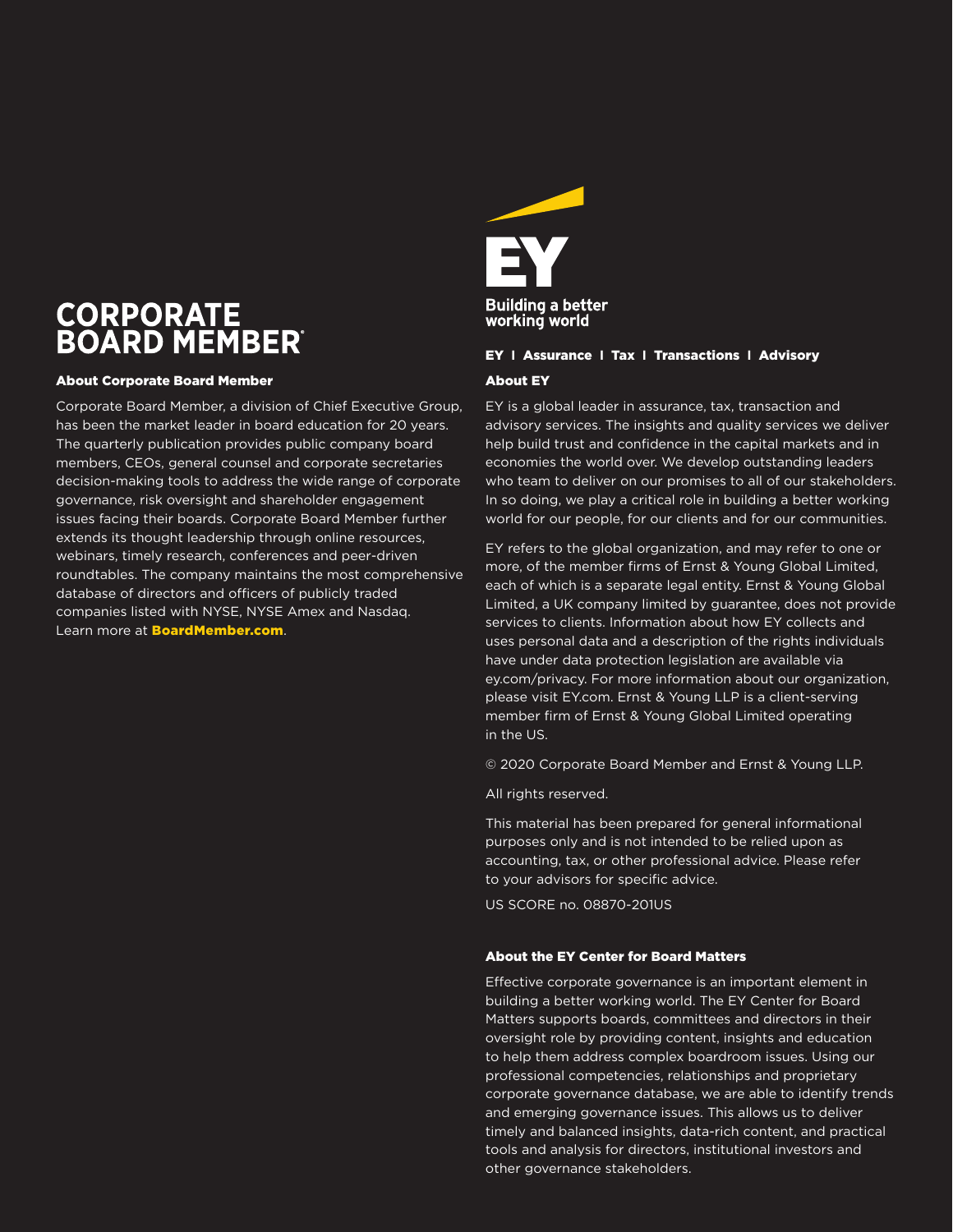# CORPORATE BOARD MEMBER®

**About Corporate Board Member**

Corporate Board Member, a division of Chief Executive Group, has been the market leader in board education for 20 years. The quarterly publication provides public company board members, CEOs, general counsel and corporate secretaries decision-making tools to address the wide range of corporate governance, risk oversight and shareholder engagement issues facing their boards. Corporate Board Member further extends its thought leadership through online resources, webinars, timely research, conferences and peer-driven roundtables. The company maintains the most comprehensive database of directors and officers of publicly traded companies listed with NYSE, NYSE Amex and Nasdaq. Learn more at **BoardMember.com**.

EY

Building a better working world

**EY | Assurance | Tax | Transactions | Advisory**

**About EY**

EY is a global leader in assurance, tax, transaction and advisory services. The insights and quality services we deliver help build trust and confidence in the capital markets and in economies the world over. We develop outstanding leaders who team to deliver on our promises to all of our stakeholders. In so doing, we play a critical role in building a better working world for our people, for our clients and for our communities.

EY refers to the global organization, and may refer to one or more, of the member firms of Ernst & Young Global Limited, each of which is a separate legal entity. Ernst & Young Global Limited, a UK company limited by guarantee, does not provide services to clients. Information about how EY collects and uses personal data and a description of the rights individuals have under data protection legislation are available via ey.com/privacy. For more information about our organization, please visit EY.com. Ernst & Young LLP is a client-serving member firm of Ernst & Young Global Limited operating in the US.

© 2020 Corporate Board Member and Ernst & Young LLP.

All rights reserved.

This material has been prepared for general informational purposes only and is not intended to be relied upon as accounting, tax, or other professional advice. Please refer to your advisors for specific advice.

US SCORE no. 08870-201US

**About the EY Center for Board Matters**

Effective corporate governance is an important element in building a better working world. The EY Center for Board Matters supports boards, committees and directors in their oversight role by providing content, insights and education to help them address complex boardroom issues. Using our professional competencies, relationships and proprietary corporate governance database, we are able to identify trends and emerging governance issues. This allows us to deliver timely and balanced insights, data-rich content, and practical tools and analysis for directors, institutional investors and other governance stakeholders.